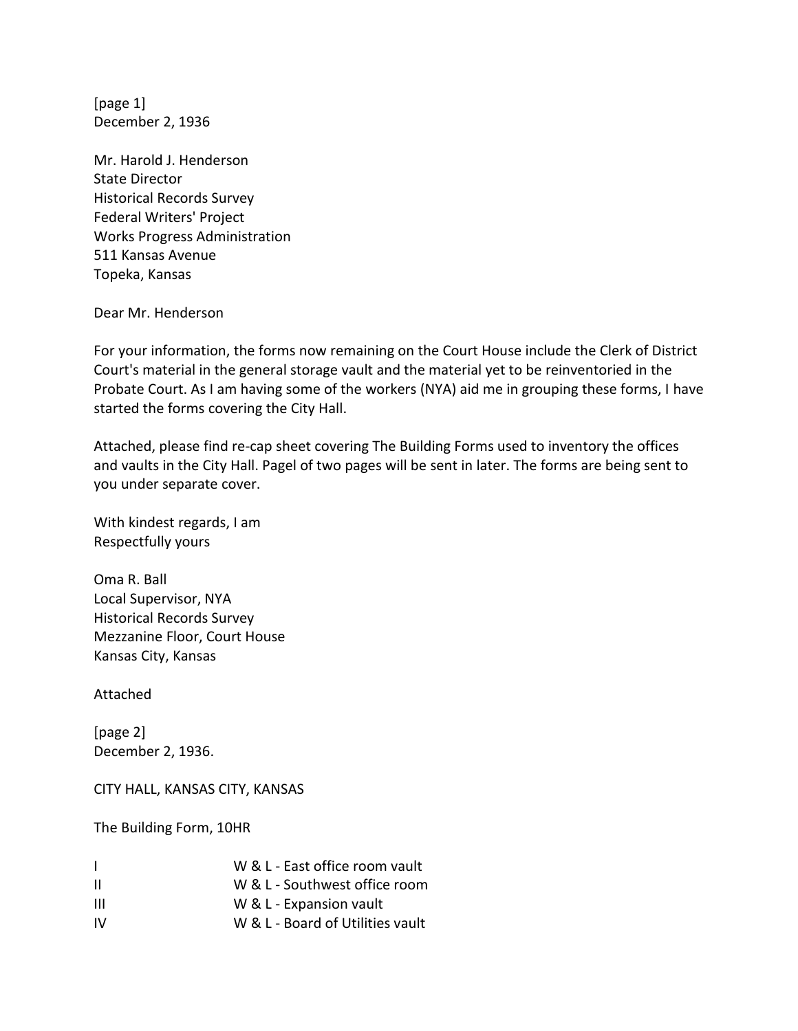[page 1]
December 2, 1936

Mr. Harold J. Henderson
State Director
Historical Records Survey
Federal Writers' Project
Works Progress Administration
511 Kansas Avenue
Topeka, Kansas

Dear Mr. Henderson

For your information, the forms now remaining on the Court House include the Clerk of District Court's material in the general storage vault and the material yet to be reinventoried in the Probate Court. As I am having some of the workers (NYA) aid me in grouping these forms, I have started the forms covering the City Hall.

Attached, please find re-cap sheet covering The Building Forms used to inventory the offices and vaults in the City Hall. Pagel of two pages will be sent in later. The forms are being sent to you under separate cover.

With kindest regards, I am
Respectfully yours

Oma R. Ball
Local Supervisor, NYA
Historical Records Survey
Mezzanine Floor, Court House
Kansas City, Kansas

Attached

[page 2]
December 2, 1936.

CITY HALL, KANSAS CITY, KANSAS

The Building Form, 10HR

| | |
|---|---|
| I | W & L - East office room vault |
| II | W & L - Southwest office room |
| III | W & L - Expansion vault |
| IV | W & L - Board of Utilities vault |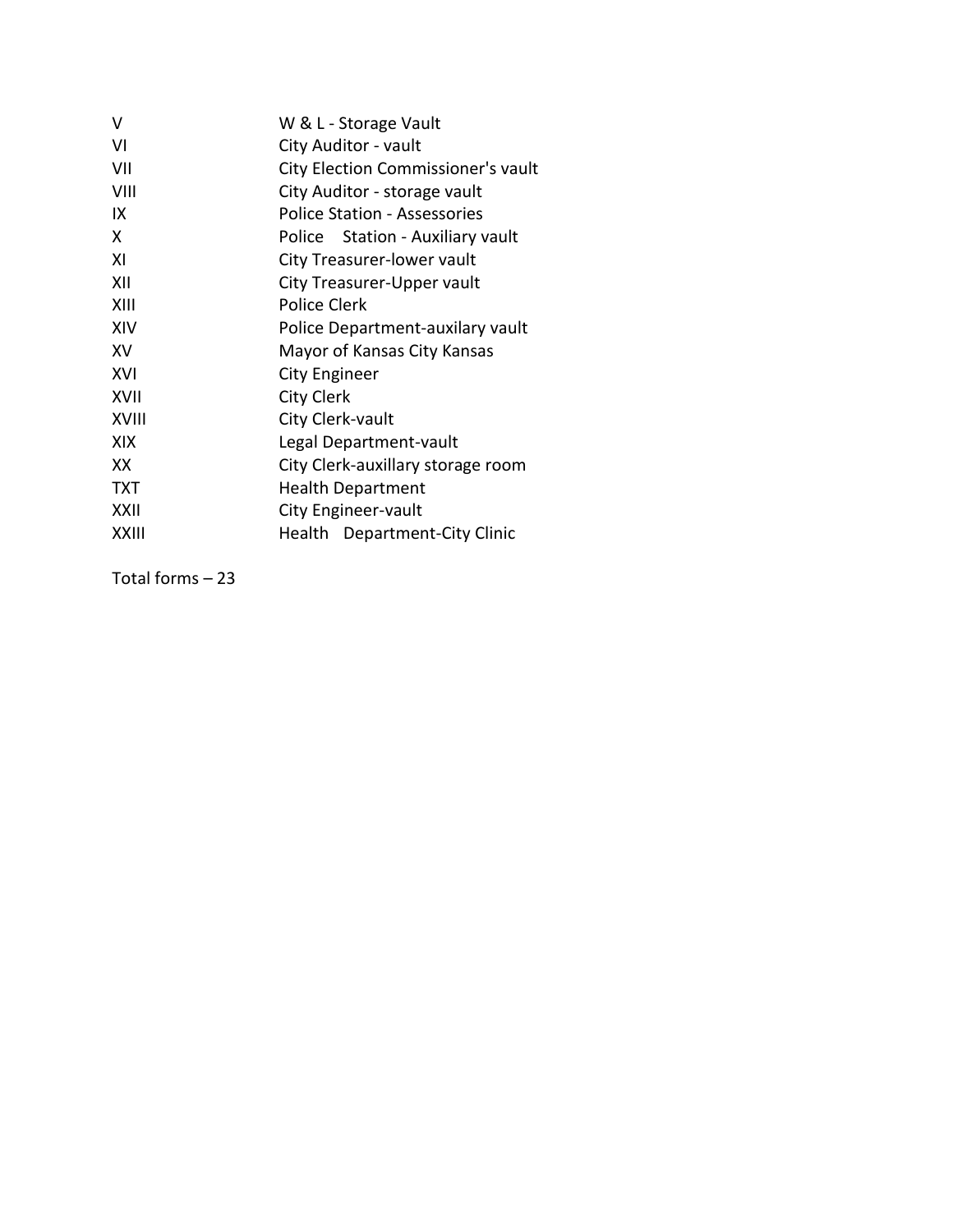| | |
|---|---|
| V | W & L - Storage Vault |
| VI | City Auditor - vault |
| VII | City Election Commissioner's vault |
| VIII | City Auditor - storage vault |
| IX | Police Station - Assessories |
| X | Police Station - Auxiliary vault |
| XI | City Treasurer-lower vault |
| XII | City Treasurer-Upper vault |
| XIII | Police Clerk |
| XIV | Police Department-auxilary vault |
| XV | Mayor of Kansas City Kansas |
| XVI | City Engineer |
| XVII | City Clerk |
| XVIII | City Clerk-vault |
| XIX | Legal Department-vault |
| XX | City Clerk-auxillary storage room |
| TXT | Health Department |
| XXII | City Engineer-vault |
| XXIII | Health Department-City Clinic |

Total forms – 23